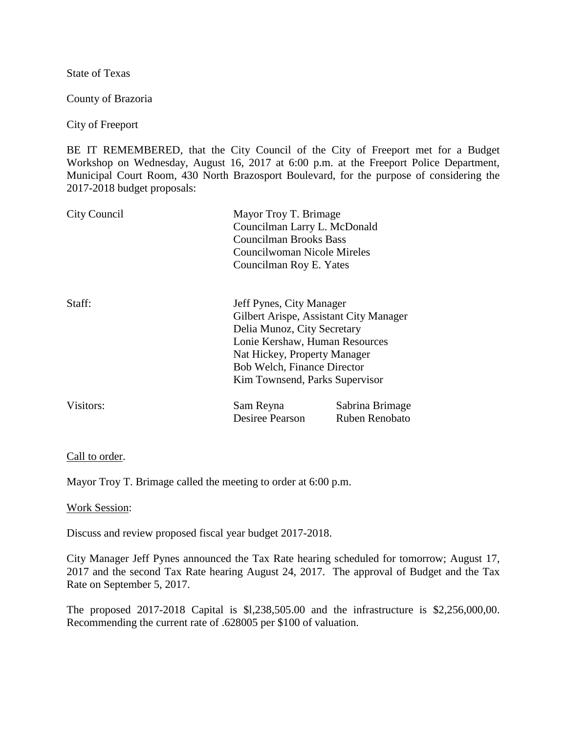State of Texas

County of Brazoria

City of Freeport

BE IT REMEMBERED, that the City Council of the City of Freeport met for a Budget Workshop on Wednesday, August 16, 2017 at 6:00 p.m. at the Freeport Police Department, Municipal Court Room, 430 North Brazosport Boulevard, for the purpose of considering the 2017-2018 budget proposals:

| | | |
|---|---|---|
| City Council | Mayor Troy T. Brimage<br>Councilman Larry L. McDonald<br>Councilman Brooks Bass<br>Councilwoman Nicole Mireles<br>Councilman Roy E. Yates | |
| Staff: | Jeff Pynes, City Manager<br>Gilbert Arispe, Assistant City Manager<br>Delia Munoz, City Secretary<br>Lonie Kershaw, Human Resources<br>Nat Hickey, Property Manager<br>Bob Welch, Finance Director<br>Kim Townsend, Parks Supervisor | |
| Visitors: | Sam Reyna<br>Desiree Pearson | Sabrina Brimage<br>Ruben Renobato |

Call to order.

Mayor Troy T. Brimage called the meeting to order at 6:00 p.m.

Work Session:

Discuss and review proposed fiscal year budget 2017-2018.

City Manager Jeff Pynes announced the Tax Rate hearing scheduled for tomorrow; August 17, 2017 and the second Tax Rate hearing August 24, 2017. The approval of Budget and the Tax Rate on September 5, 2017.

The proposed 2017-2018 Capital is $l,238,505.00 and the infrastructure is $2,256,000,00. Recommending the current rate of .628005 per $100 of valuation.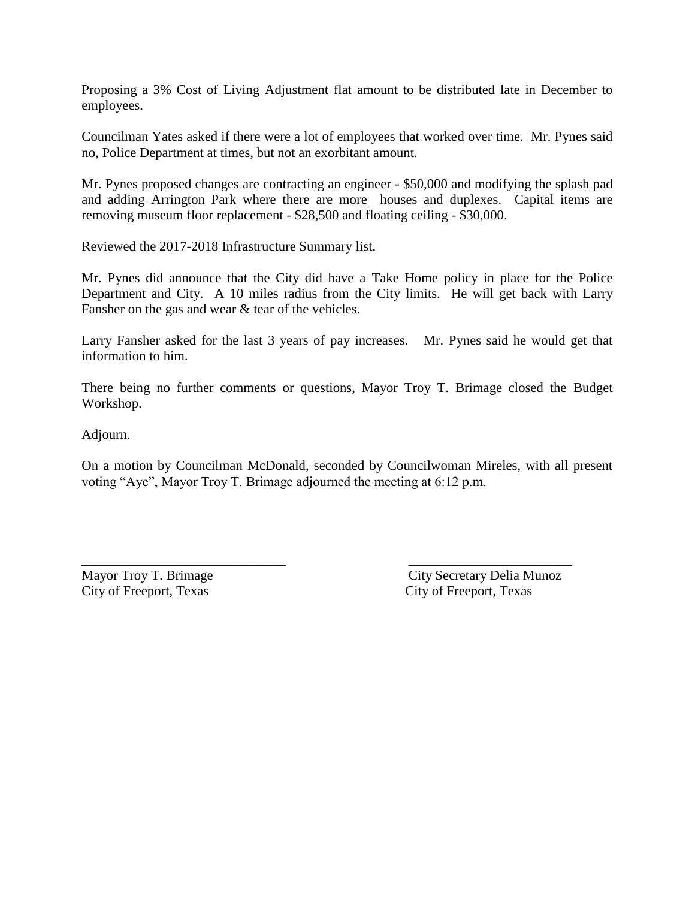Proposing a 3% Cost of Living Adjustment flat amount to be distributed late in December to employees.

Councilman Yates asked if there were a lot of employees that worked over time. Mr. Pynes said no, Police Department at times, but not an exorbitant amount.

Mr. Pynes proposed changes are contracting an engineer - $50,000 and modifying the splash pad and adding Arrington Park where there are more houses and duplexes. Capital items are removing museum floor replacement - $28,500 and floating ceiling - $30,000.

Reviewed the 2017-2018 Infrastructure Summary list.

Mr. Pynes did announce that the City did have a Take Home policy in place for the Police Department and City. A 10 miles radius from the City limits. He will get back with Larry Fansher on the gas and wear & tear of the vehicles.

Larry Fansher asked for the last 3 years of pay increases. Mr. Pynes said he would get that information to him.

There being no further comments or questions, Mayor Troy T. Brimage closed the Budget Workshop.

<u>Adjourn</u>.

On a motion by Councilman McDonald, seconded by Councilwoman Mireles, with all present voting "Aye", Mayor Troy T. Brimage adjourned the meeting at 6:12 p.m.

\_\_\_\_\_\_\_\_\_\_\_\_\_\_\_\_\_\_\_\_\_\_\_\_\_\_\_\_\_\_
Mayor Troy T. Brimage
City of Freeport, Texas

\_\_\_\_\_\_\_\_\_\_\_\_\_\_\_\_\_\_\_\_\_\_\_\_\_\_\_\_\_\_
City Secretary Delia Munoz
City of Freeport, Texas